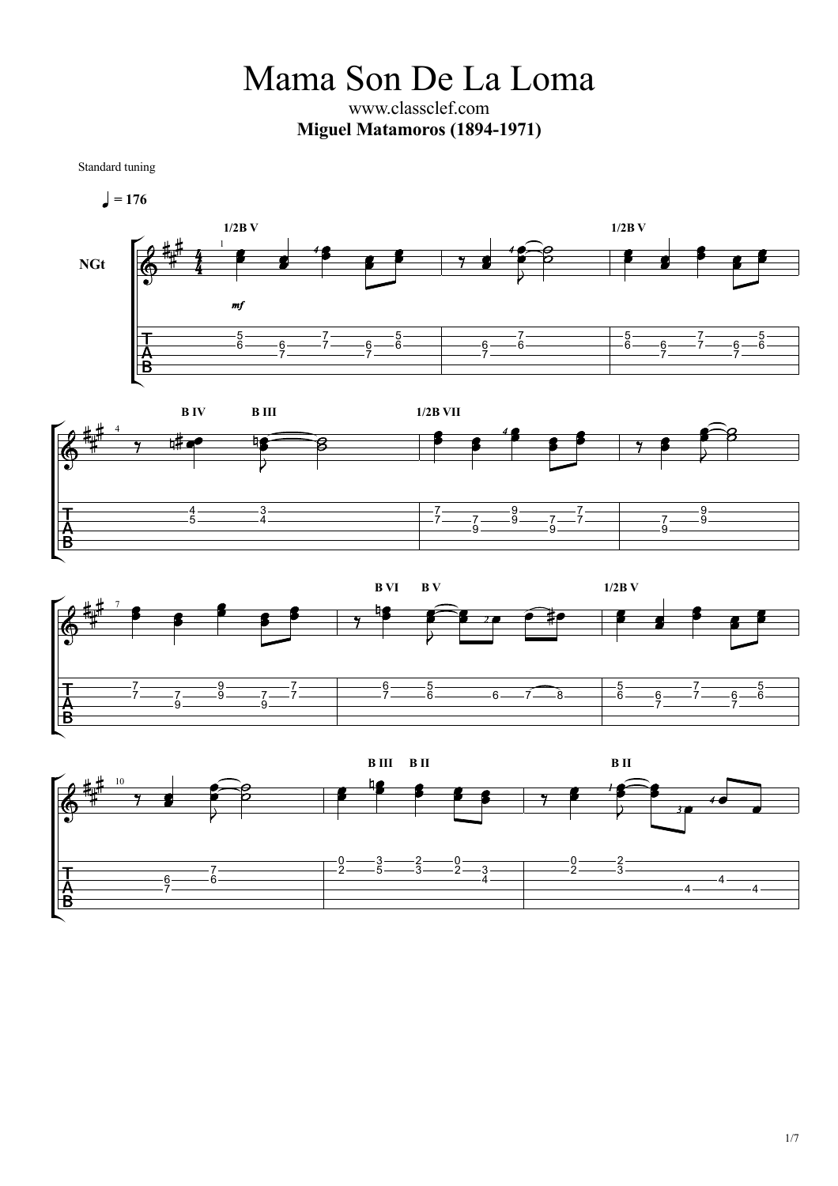# Mama Son De La Loma

www.classclef.com

**Miguel Matamoros (1894-1971)**

Standard tuning

♩ = 176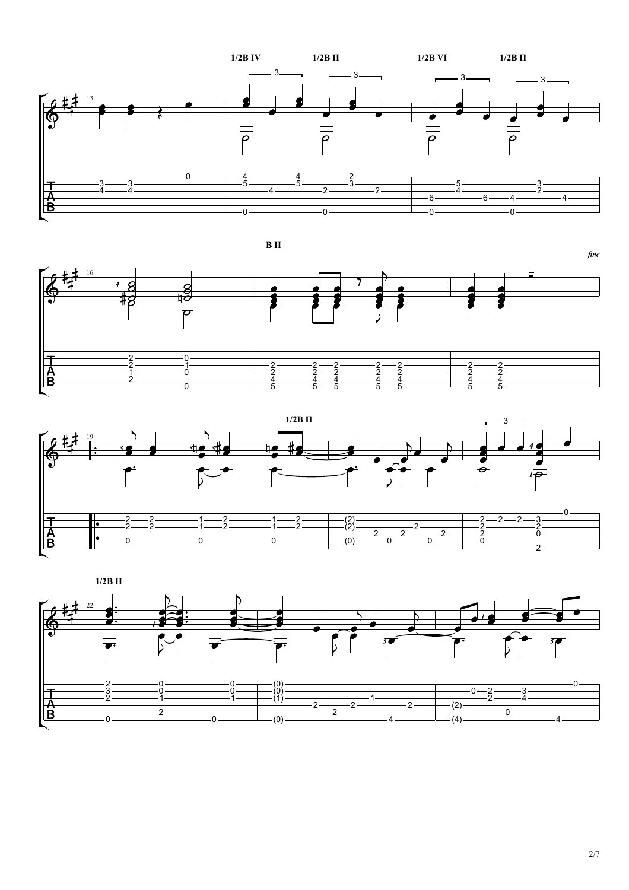1/2B IV 1/2B II 1/2B VI 1/2B II

B II

*fine*

1/2B II

1/2B II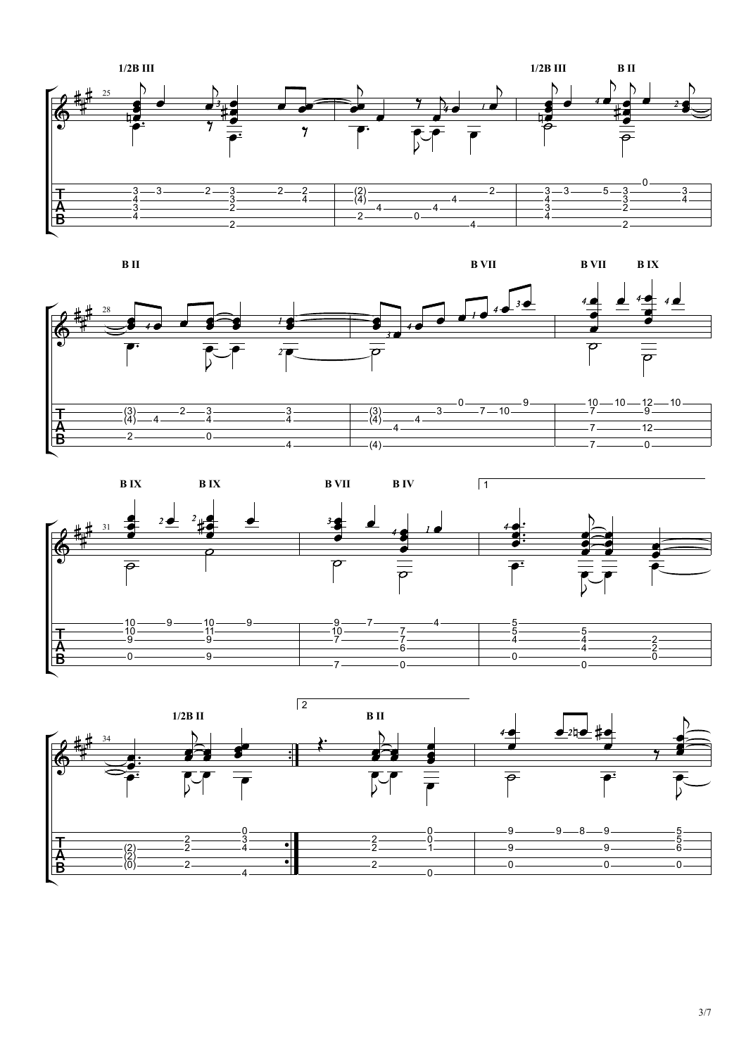1/2B III  1/2B III  B II

B II  B VII  B VII  B IX

B IX  B IX  B VII  B IV  1

1/2B II  2  B II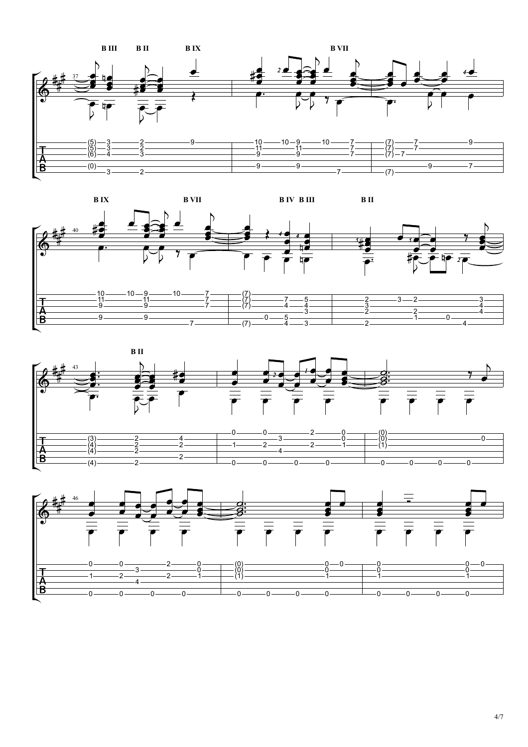B III B II B IX B VII

B IX B VII B IV B III B II

B II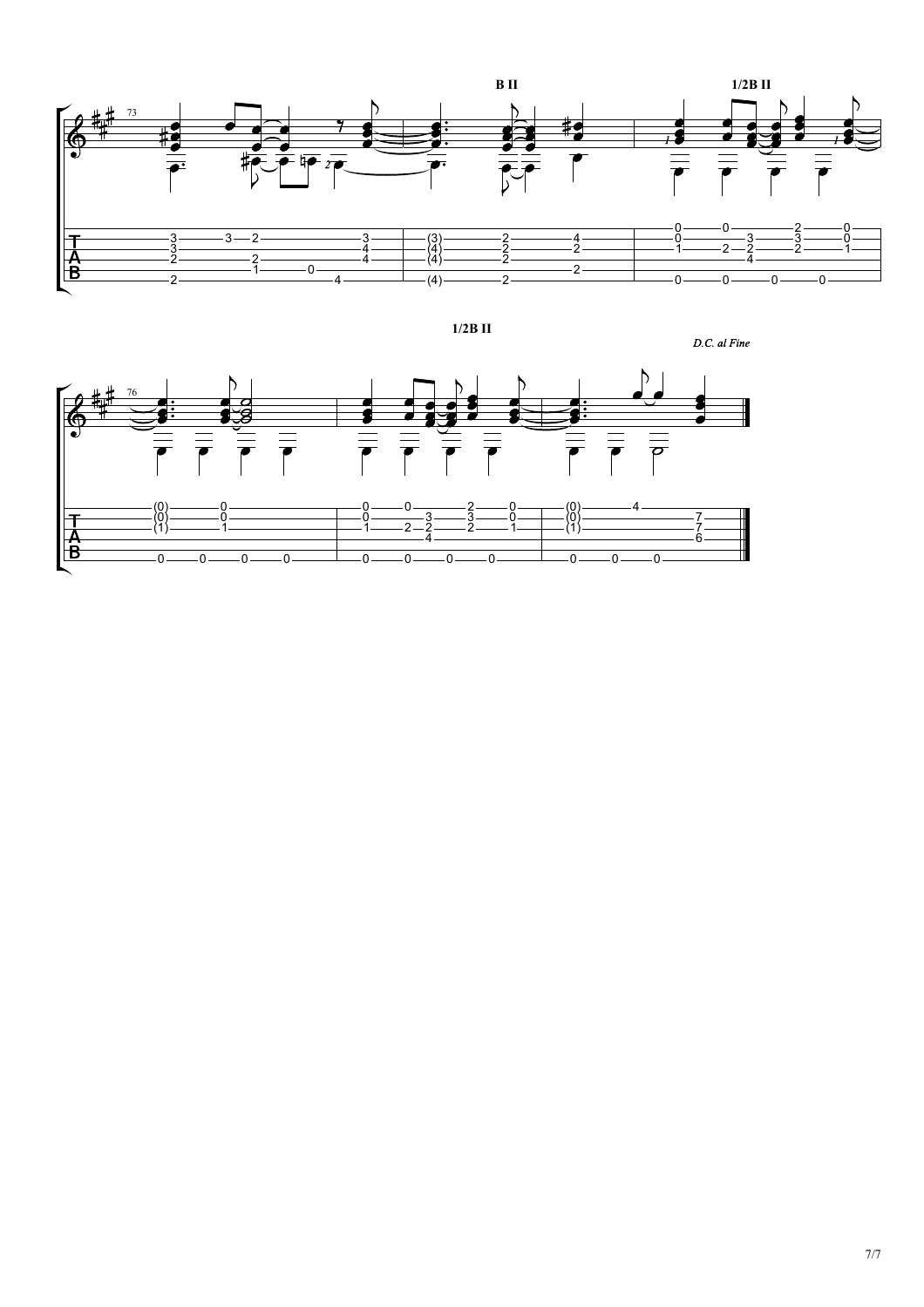B II

1/2B II

1/2B II

*D.C. al Fine*